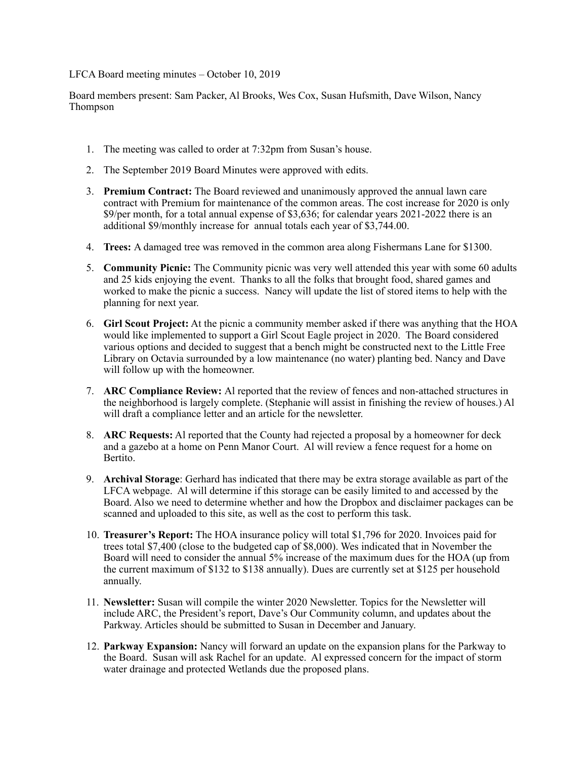LFCA Board meeting minutes – October 10, 2019

Board members present: Sam Packer, Al Brooks, Wes Cox, Susan Hufsmith, Dave Wilson, Nancy Thompson

1. The meeting was called to order at 7:32pm from Susan's house.

2. The September 2019 Board Minutes were approved with edits.

3. **Premium Contract:** The Board reviewed and unanimously approved the annual lawn care contract with Premium for maintenance of the common areas. The cost increase for 2020 is only $9/per month, for a total annual expense of $3,636; for calendar years 2021-2022 there is an additional $9/monthly increase for annual totals each year of $3,744.00.

4. **Trees:** A damaged tree was removed in the common area along Fishermans Lane for $1300.

5. **Community Picnic:** The Community picnic was very well attended this year with some 60 adults and 25 kids enjoying the event. Thanks to all the folks that brought food, shared games and worked to make the picnic a success. Nancy will update the list of stored items to help with the planning for next year.

6. **Girl Scout Project:** At the picnic a community member asked if there was anything that the HOA would like implemented to support a Girl Scout Eagle project in 2020. The Board considered various options and decided to suggest that a bench might be constructed next to the Little Free Library on Octavia surrounded by a low maintenance (no water) planting bed. Nancy and Dave will follow up with the homeowner.

7. **ARC Compliance Review:** Al reported that the review of fences and non-attached structures in the neighborhood is largely complete. (Stephanie will assist in finishing the review of houses.) Al will draft a compliance letter and an article for the newsletter.

8. **ARC Requests:** Al reported that the County had rejected a proposal by a homeowner for deck and a gazebo at a home on Penn Manor Court. Al will review a fence request for a home on Bertito.

9. **Archival Storage**: Gerhard has indicated that there may be extra storage available as part of the LFCA webpage. Al will determine if this storage can be easily limited to and accessed by the Board. Also we need to determine whether and how the Dropbox and disclaimer packages can be scanned and uploaded to this site, as well as the cost to perform this task.

10. **Treasurer's Report:** The HOA insurance policy will total $1,796 for 2020. Invoices paid for trees total $7,400 (close to the budgeted cap of $8,000). Wes indicated that in November the Board will need to consider the annual 5% increase of the maximum dues for the HOA (up from the current maximum of $132 to $138 annually). Dues are currently set at $125 per household annually.

11. **Newsletter:** Susan will compile the winter 2020 Newsletter. Topics for the Newsletter will include ARC, the President's report, Dave's Our Community column, and updates about the Parkway. Articles should be submitted to Susan in December and January.

12. **Parkway Expansion:** Nancy will forward an update on the expansion plans for the Parkway to the Board. Susan will ask Rachel for an update. Al expressed concern for the impact of storm water drainage and protected Wetlands due the proposed plans.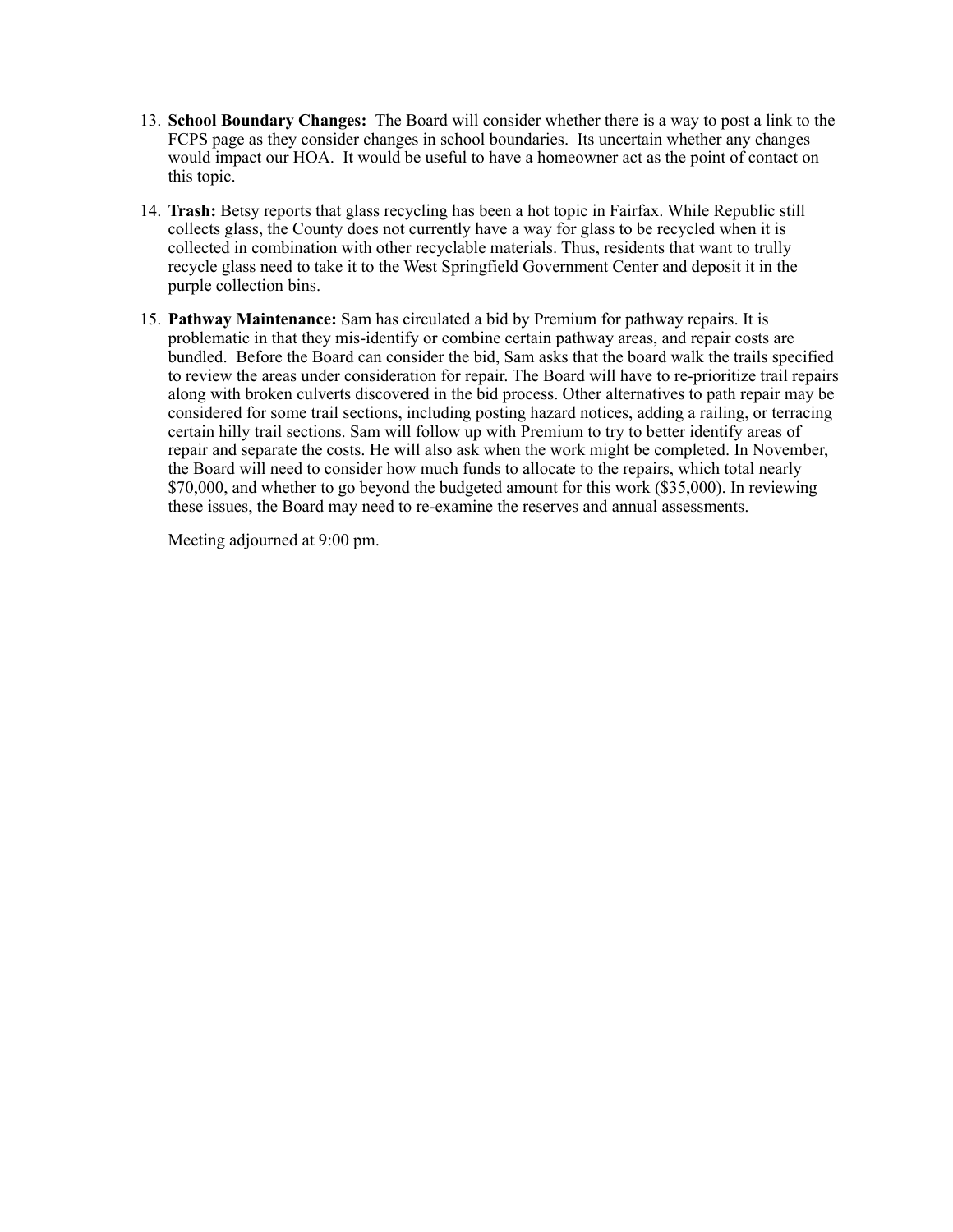13. **School Boundary Changes:** The Board will consider whether there is a way to post a link to the FCPS page as they consider changes in school boundaries. Its uncertain whether any changes would impact our HOA. It would be useful to have a homeowner act as the point of contact on this topic.

14. **Trash:** Betsy reports that glass recycling has been a hot topic in Fairfax. While Republic still collects glass, the County does not currently have a way for glass to be recycled when it is collected in combination with other recyclable materials. Thus, residents that want to trully recycle glass need to take it to the West Springfield Government Center and deposit it in the purple collection bins.

15. **Pathway Maintenance:** Sam has circulated a bid by Premium for pathway repairs. It is problematic in that they mis-identify or combine certain pathway areas, and repair costs are bundled. Before the Board can consider the bid, Sam asks that the board walk the trails specified to review the areas under consideration for repair. The Board will have to re-prioritize trail repairs along with broken culverts discovered in the bid process. Other alternatives to path repair may be considered for some trail sections, including posting hazard notices, adding a railing, or terracing certain hilly trail sections. Sam will follow up with Premium to try to better identify areas of repair and separate the costs. He will also ask when the work might be completed. In November, the Board will need to consider how much funds to allocate to the repairs, which total nearly $70,000, and whether to go beyond the budgeted amount for this work ($35,000). In reviewing these issues, the Board may need to re-examine the reserves and annual assessments.

    Meeting adjourned at 9:00 pm.